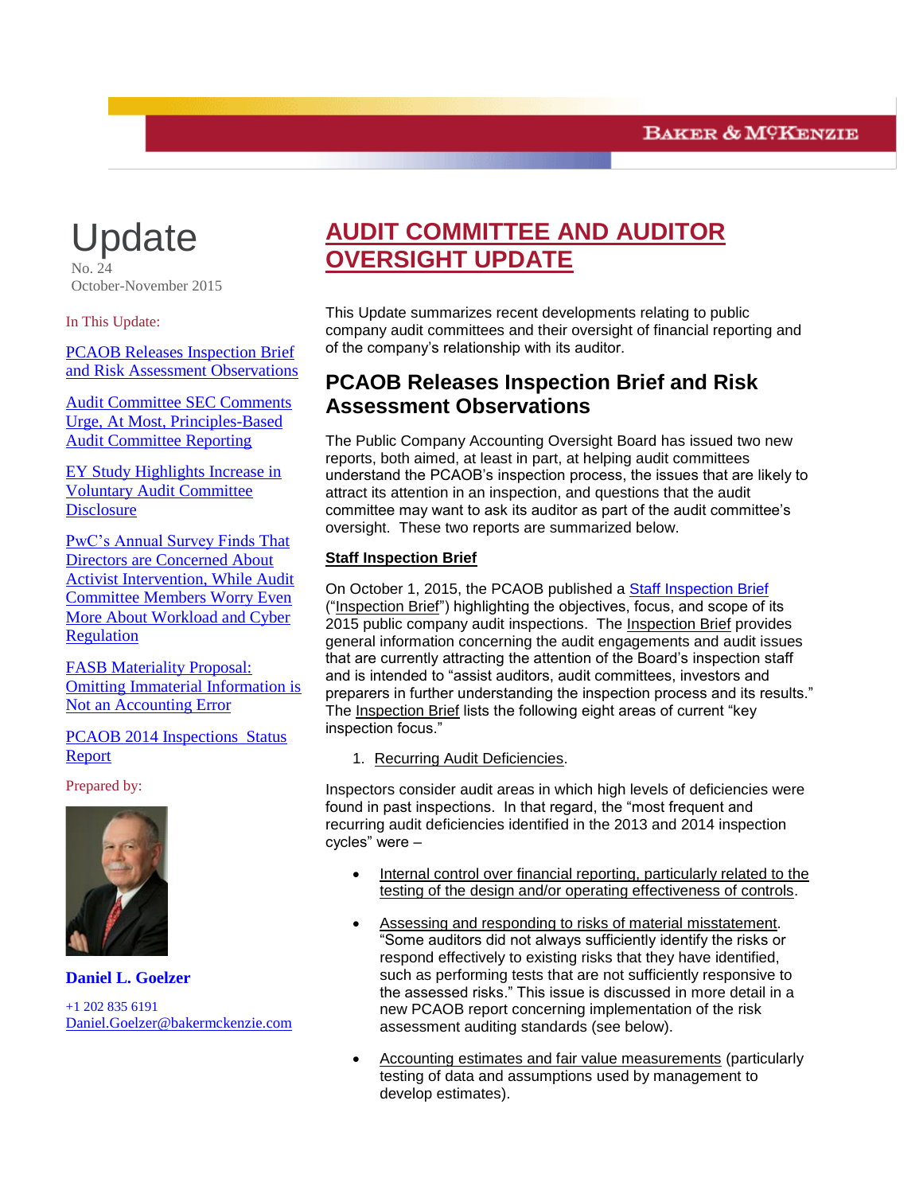# Update

No. 24
October-November 2015

In This Update:

PCAOB Releases Inspection Brief and Risk Assessment Observations

Audit Committee SEC Comments Urge, At Most, Principles-Based Audit Committee Reporting

EY Study Highlights Increase in Voluntary Audit Committee Disclosure

PwC's Annual Survey Finds That Directors are Concerned About Activist Intervention, While Audit Committee Members Worry Even More About Workload and Cyber Regulation

FASB Materiality Proposal: Omitting Immaterial Information is Not an Accounting Error

PCAOB 2014 Inspections Status Report

Prepared by:

**Daniel L. Goelzer**

+1 202 835 6191
Daniel.Goelzer@bakermckenzie.com

# AUDIT COMMITTEE AND AUDITOR OVERSIGHT UPDATE

This Update summarizes recent developments relating to public company audit committees and their oversight of financial reporting and of the company's relationship with its auditor.

## PCAOB Releases Inspection Brief and Risk Assessment Observations

The Public Company Accounting Oversight Board has issued two new reports, both aimed, at least in part, at helping audit committees understand the PCAOB's inspection process, the issues that are likely to attract its attention in an inspection, and questions that the audit committee may want to ask its auditor as part of the audit committee's oversight. These two reports are summarized below.

### Staff Inspection Brief

On October 1, 2015, the PCAOB published a Staff Inspection Brief ("Inspection Brief") highlighting the objectives, focus, and scope of its 2015 public company audit inspections. The Inspection Brief provides general information concerning the audit engagements and audit issues that are currently attracting the attention of the Board's inspection staff and is intended to "assist auditors, audit committees, investors and preparers in further understanding the inspection process and its results." The Inspection Brief lists the following eight areas of current "key inspection focus."

1. Recurring Audit Deficiencies.

Inspectors consider audit areas in which high levels of deficiencies were found in past inspections. In that regard, the "most frequent and recurring audit deficiencies identified in the 2013 and 2014 inspection cycles" were –

- Internal control over financial reporting, particularly related to the testing of the design and/or operating effectiveness of controls.
- Assessing and responding to risks of material misstatement. "Some auditors did not always sufficiently identify the risks or respond effectively to existing risks that they have identified, such as performing tests that are not sufficiently responsive to the assessed risks." This issue is discussed in more detail in a new PCAOB report concerning implementation of the risk assessment auditing standards (see below).
- Accounting estimates and fair value measurements (particularly testing of data and assumptions used by management to develop estimates).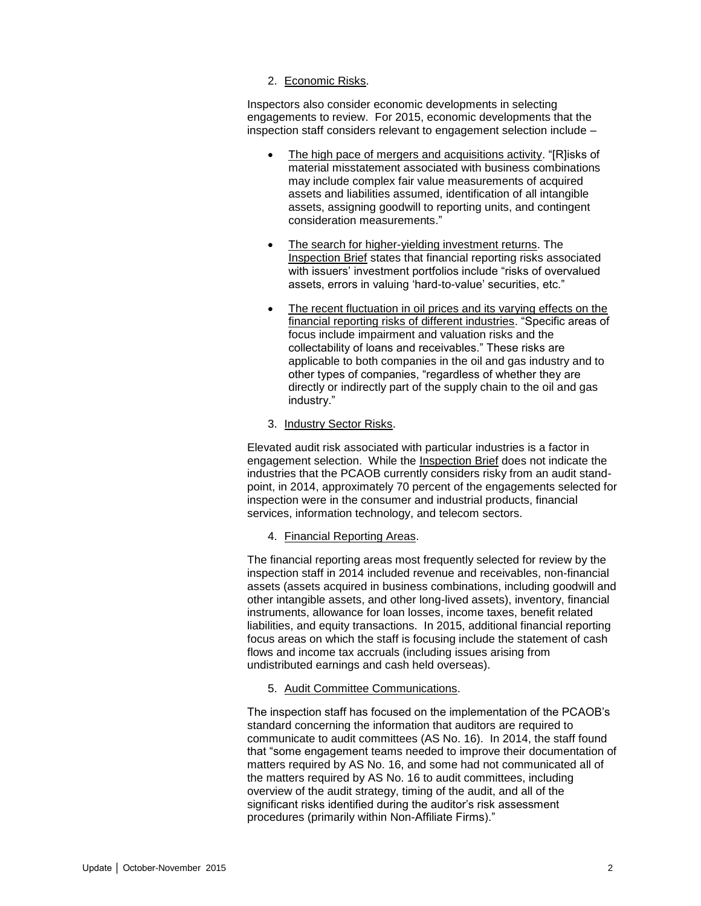2. Economic Risks.

Inspectors also consider economic developments in selecting engagements to review. For 2015, economic developments that the inspection staff considers relevant to engagement selection include –

- The high pace of mergers and acquisitions activity. "[R]isks of material misstatement associated with business combinations may include complex fair value measurements of acquired assets and liabilities assumed, identification of all intangible assets, assigning goodwill to reporting units, and contingent consideration measurements."
- The search for higher-yielding investment returns. The Inspection Brief states that financial reporting risks associated with issuers' investment portfolios include "risks of overvalued assets, errors in valuing 'hard-to-value' securities, etc."
- The recent fluctuation in oil prices and its varying effects on the financial reporting risks of different industries. "Specific areas of focus include impairment and valuation risks and the collectability of loans and receivables." These risks are applicable to both companies in the oil and gas industry and to other types of companies, "regardless of whether they are directly or indirectly part of the supply chain to the oil and gas industry."

3. Industry Sector Risks.

Elevated audit risk associated with particular industries is a factor in engagement selection. While the Inspection Brief does not indicate the industries that the PCAOB currently considers risky from an audit standpoint, in 2014, approximately 70 percent of the engagements selected for inspection were in the consumer and industrial products, financial services, information technology, and telecom sectors.

4. Financial Reporting Areas.

The financial reporting areas most frequently selected for review by the inspection staff in 2014 included revenue and receivables, non-financial assets (assets acquired in business combinations, including goodwill and other intangible assets, and other long-lived assets), inventory, financial instruments, allowance for loan losses, income taxes, benefit related liabilities, and equity transactions. In 2015, additional financial reporting focus areas on which the staff is focusing include the statement of cash flows and income tax accruals (including issues arising from undistributed earnings and cash held overseas).

5. Audit Committee Communications.

The inspection staff has focused on the implementation of the PCAOB's standard concerning the information that auditors are required to communicate to audit committees (AS No. 16). In 2014, the staff found that "some engagement teams needed to improve their documentation of matters required by AS No. 16, and some had not communicated all of the matters required by AS No. 16 to audit committees, including overview of the audit strategy, timing of the audit, and all of the significant risks identified during the auditor's risk assessment procedures (primarily within Non-Affiliate Firms)."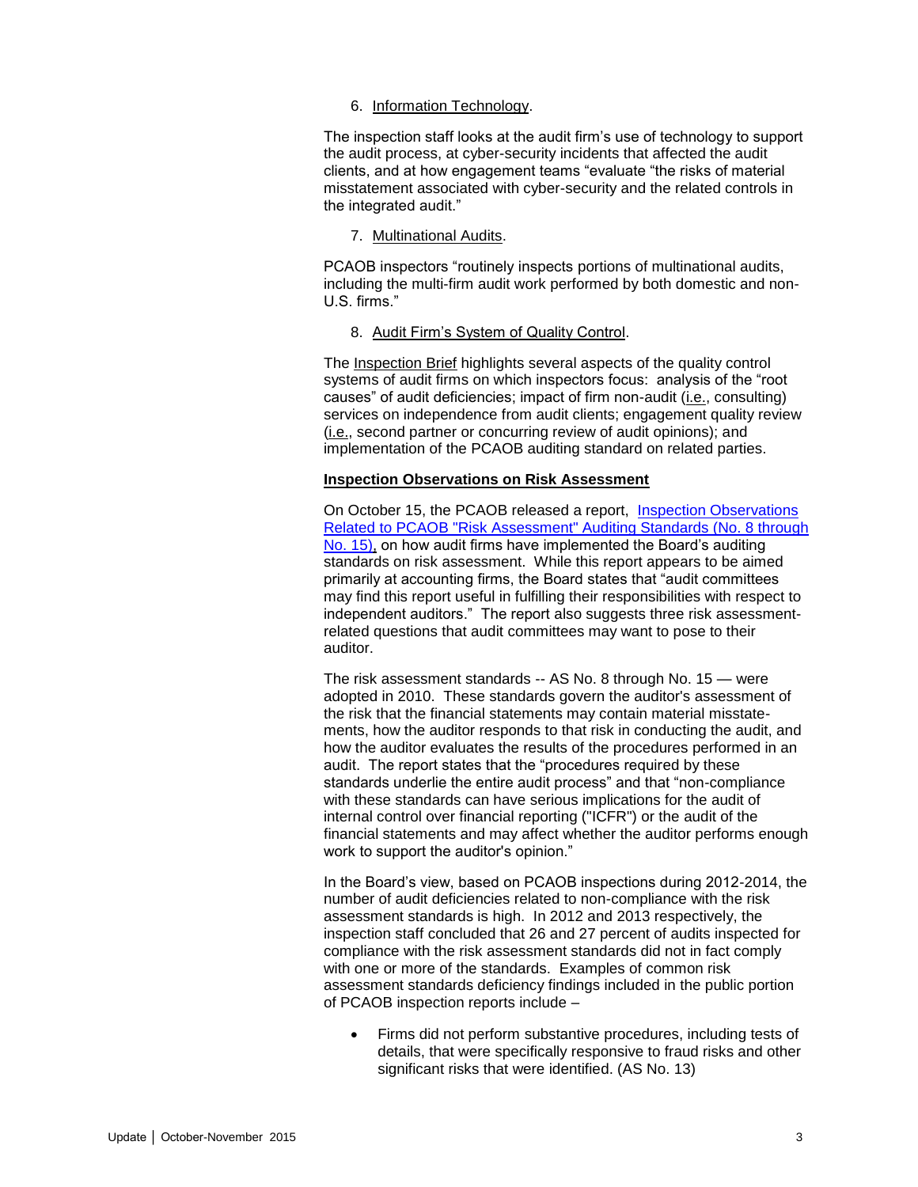6. Information Technology.

The inspection staff looks at the audit firm's use of technology to support the audit process, at cyber-security incidents that affected the audit clients, and at how engagement teams "evaluate "the risks of material misstatement associated with cyber-security and the related controls in the integrated audit."

7. Multinational Audits.

PCAOB inspectors "routinely inspects portions of multinational audits, including the multi-firm audit work performed by both domestic and non-U.S. firms."

8. Audit Firm's System of Quality Control.

The Inspection Brief highlights several aspects of the quality control systems of audit firms on which inspectors focus: analysis of the "root causes" of audit deficiencies; impact of firm non-audit (i.e., consulting) services on independence from audit clients; engagement quality review (i.e., second partner or concurring review of audit opinions); and implementation of the PCAOB auditing standard on related parties.

**Inspection Observations on Risk Assessment**

On October 15, the PCAOB released a report, Inspection Observations Related to PCAOB "Risk Assessment" Auditing Standards (No. 8 through No. 15), on how audit firms have implemented the Board's auditing standards on risk assessment. While this report appears to be aimed primarily at accounting firms, the Board states that "audit committees may find this report useful in fulfilling their responsibilities with respect to independent auditors." The report also suggests three risk assessment-related questions that audit committees may want to pose to their auditor.

The risk assessment standards -- AS No. 8 through No. 15 — were adopted in 2010. These standards govern the auditor's assessment of the risk that the financial statements may contain material misstatements, how the auditor responds to that risk in conducting the audit, and how the auditor evaluates the results of the procedures performed in an audit. The report states that the "procedures required by these standards underlie the entire audit process" and that "non-compliance with these standards can have serious implications for the audit of internal control over financial reporting ("ICFR") or the audit of the financial statements and may affect whether the auditor performs enough work to support the auditor's opinion."

In the Board's view, based on PCAOB inspections during 2012-2014, the number of audit deficiencies related to non-compliance with the risk assessment standards is high. In 2012 and 2013 respectively, the inspection staff concluded that 26 and 27 percent of audits inspected for compliance with the risk assessment standards did not in fact comply with one or more of the standards. Examples of common risk assessment standards deficiency findings included in the public portion of PCAOB inspection reports include –

- Firms did not perform substantive procedures, including tests of details, that were specifically responsive to fraud risks and other significant risks that were identified. (AS No. 13)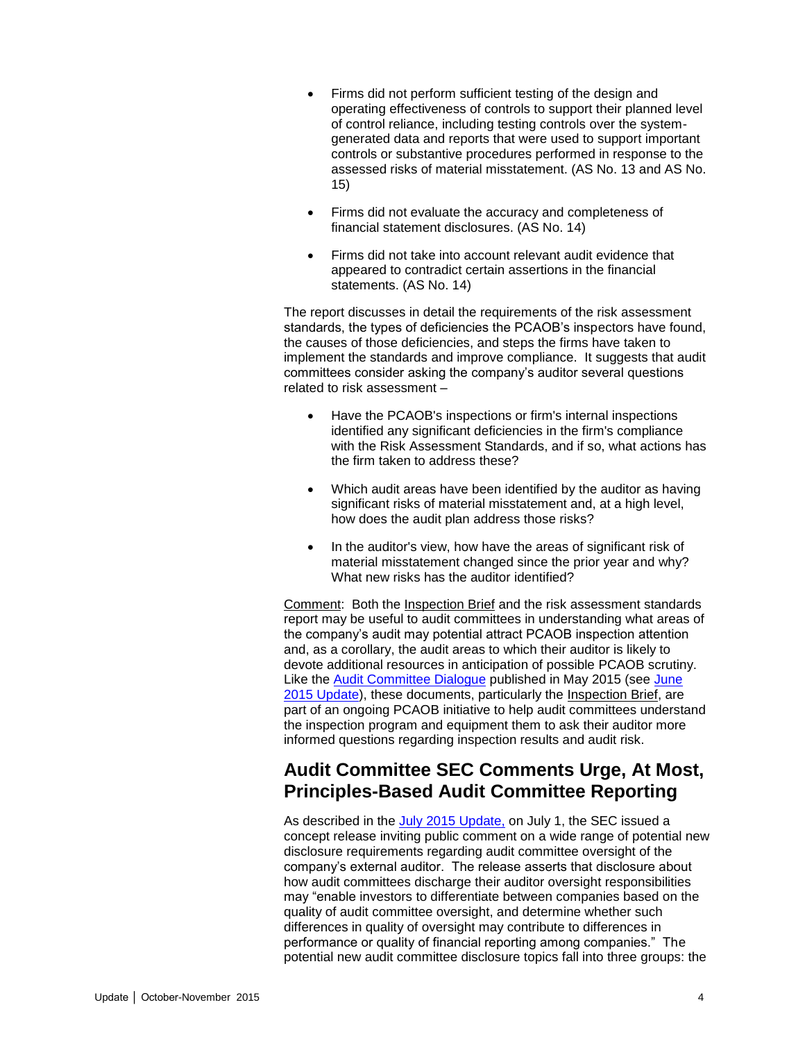- Firms did not perform sufficient testing of the design and operating effectiveness of controls to support their planned level of control reliance, including testing controls over the system-generated data and reports that were used to support important controls or substantive procedures performed in response to the assessed risks of material misstatement. (AS No. 13 and AS No. 15)

- Firms did not evaluate the accuracy and completeness of financial statement disclosures. (AS No. 14)

- Firms did not take into account relevant audit evidence that appeared to contradict certain assertions in the financial statements. (AS No. 14)

The report discusses in detail the requirements of the risk assessment standards, the types of deficiencies the PCAOB's inspectors have found, the causes of those deficiencies, and steps the firms have taken to implement the standards and improve compliance. It suggests that audit committees consider asking the company's auditor several questions related to risk assessment –

- Have the PCAOB's inspections or firm's internal inspections identified any significant deficiencies in the firm's compliance with the Risk Assessment Standards, and if so, what actions has the firm taken to address these?

- Which audit areas have been identified by the auditor as having significant risks of material misstatement and, at a high level, how does the audit plan address those risks?

- In the auditor's view, how have the areas of significant risk of material misstatement changed since the prior year and why? What new risks has the auditor identified?

Comment: Both the Inspection Brief and the risk assessment standards report may be useful to audit committees in understanding what areas of the company's audit may potential attract PCAOB inspection attention and, as a corollary, the audit areas to which their auditor is likely to devote additional resources in anticipation of possible PCAOB scrutiny. Like the Audit Committee Dialogue published in May 2015 (see June 2015 Update), these documents, particularly the Inspection Brief, are part of an ongoing PCAOB initiative to help audit committees understand the inspection program and equipment them to ask their auditor more informed questions regarding inspection results and audit risk.

## Audit Committee SEC Comments Urge, At Most, Principles-Based Audit Committee Reporting

As described in the July 2015 Update, on July 1, the SEC issued a concept release inviting public comment on a wide range of potential new disclosure requirements regarding audit committee oversight of the company's external auditor. The release asserts that disclosure about how audit committees discharge their auditor oversight responsibilities may "enable investors to differentiate between companies based on the quality of audit committee oversight, and determine whether such differences in quality of oversight may contribute to differences in performance or quality of financial reporting among companies." The potential new audit committee disclosure topics fall into three groups: the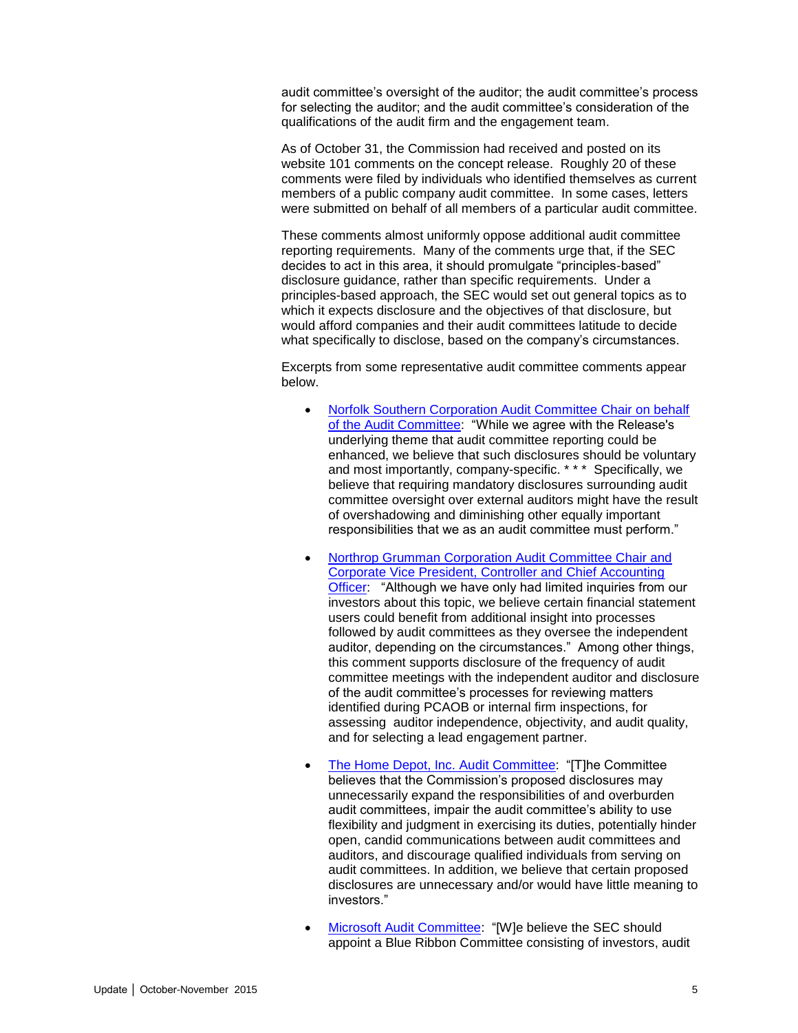audit committee's oversight of the auditor; the audit committee's process for selecting the auditor; and the audit committee's consideration of the qualifications of the audit firm and the engagement team.

As of October 31, the Commission had received and posted on its website 101 comments on the concept release. Roughly 20 of these comments were filed by individuals who identified themselves as current members of a public company audit committee. In some cases, letters were submitted on behalf of all members of a particular audit committee.

These comments almost uniformly oppose additional audit committee reporting requirements. Many of the comments urge that, if the SEC decides to act in this area, it should promulgate "principles-based" disclosure guidance, rather than specific requirements. Under a principles-based approach, the SEC would set out general topics as to which it expects disclosure and the objectives of that disclosure, but would afford companies and their audit committees latitude to decide what specifically to disclose, based on the company's circumstances.

Excerpts from some representative audit committee comments appear below.

- Norfolk Southern Corporation Audit Committee Chair on behalf of the Audit Committee: "While we agree with the Release's underlying theme that audit committee reporting could be enhanced, we believe that such disclosures should be voluntary and most importantly, company-specific. * * * Specifically, we believe that requiring mandatory disclosures surrounding audit committee oversight over external auditors might have the result of overshadowing and diminishing other equally important responsibilities that we as an audit committee must perform."

- Northrop Grumman Corporation Audit Committee Chair and Corporate Vice President, Controller and Chief Accounting Officer: "Although we have only had limited inquiries from our investors about this topic, we believe certain financial statement users could benefit from additional insight into processes followed by audit committees as they oversee the independent auditor, depending on the circumstances." Among other things, this comment supports disclosure of the frequency of audit committee meetings with the independent auditor and disclosure of the audit committee's processes for reviewing matters identified during PCAOB or internal firm inspections, for assessing auditor independence, objectivity, and audit quality, and for selecting a lead engagement partner.

- The Home Depot, Inc. Audit Committee: "[T]he Committee believes that the Commission's proposed disclosures may unnecessarily expand the responsibilities of and overburden audit committees, impair the audit committee's ability to use flexibility and judgment in exercising its duties, potentially hinder open, candid communications between audit committees and auditors, and discourage qualified individuals from serving on audit committees. In addition, we believe that certain proposed disclosures are unnecessary and/or would have little meaning to investors."

- Microsoft Audit Committee: "[W]e believe the SEC should appoint a Blue Ribbon Committee consisting of investors, audit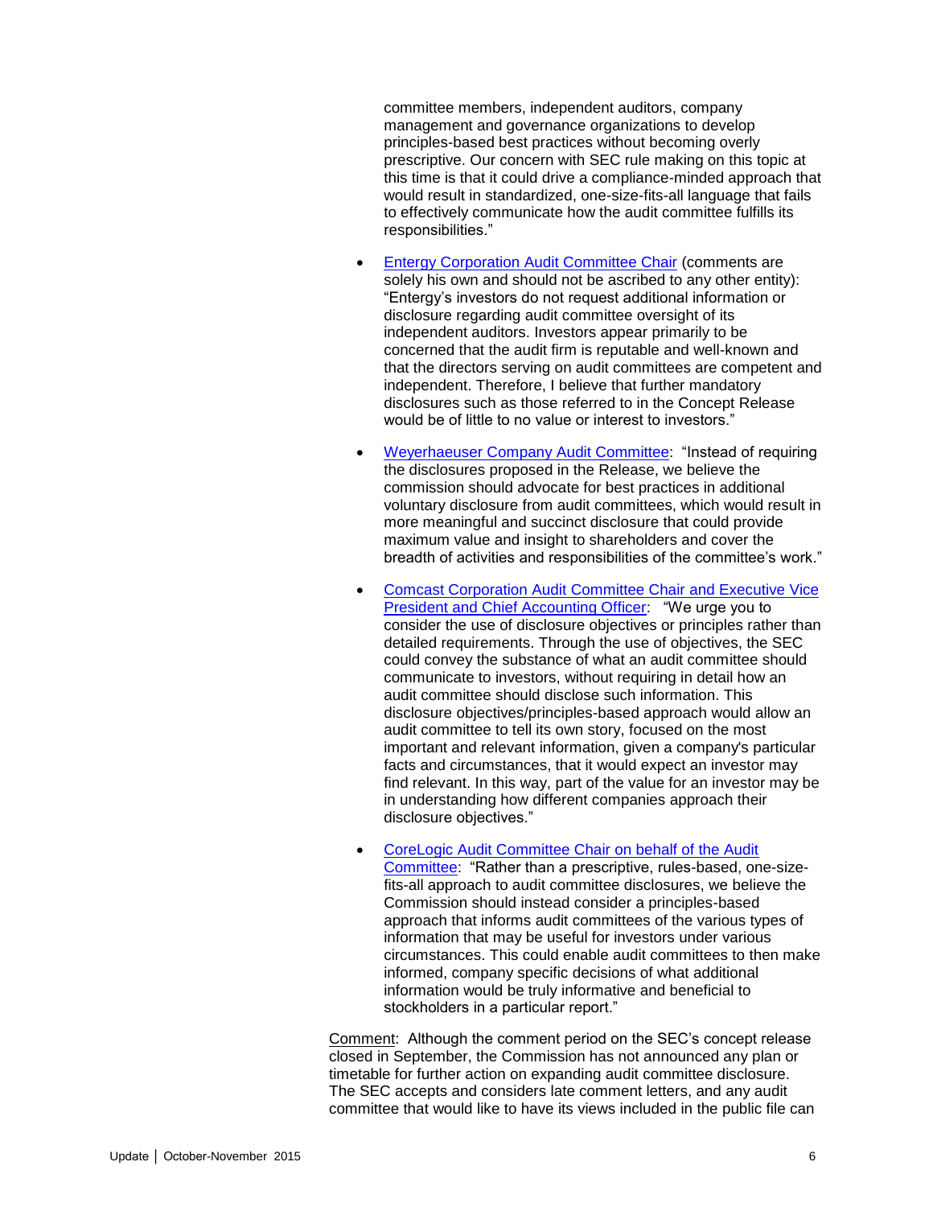committee members, independent auditors, company management and governance organizations to develop principles-based best practices without becoming overly prescriptive. Our concern with SEC rule making on this topic at this time is that it could drive a compliance-minded approach that would result in standardized, one-size-fits-all language that fails to effectively communicate how the audit committee fulfills its responsibilities."

- Entergy Corporation Audit Committee Chair (comments are solely his own and should not be ascribed to any other entity): "Entergy's investors do not request additional information or disclosure regarding audit committee oversight of its independent auditors. Investors appear primarily to be concerned that the audit firm is reputable and well-known and that the directors serving on audit committees are competent and independent. Therefore, I believe that further mandatory disclosures such as those referred to in the Concept Release would be of little to no value or interest to investors."

- Weyerhaeuser Company Audit Committee: "Instead of requiring the disclosures proposed in the Release, we believe the commission should advocate for best practices in additional voluntary disclosure from audit committees, which would result in more meaningful and succinct disclosure that could provide maximum value and insight to shareholders and cover the breadth of activities and responsibilities of the committee's work."

- Comcast Corporation Audit Committee Chair and Executive Vice President and Chief Accounting Officer: "We urge you to consider the use of disclosure objectives or principles rather than detailed requirements. Through the use of objectives, the SEC could convey the substance of what an audit committee should communicate to investors, without requiring in detail how an audit committee should disclose such information. This disclosure objectives/principles-based approach would allow an audit committee to tell its own story, focused on the most important and relevant information, given a company's particular facts and circumstances, that it would expect an investor may find relevant. In this way, part of the value for an investor may be in understanding how different companies approach their disclosure objectives."

- CoreLogic Audit Committee Chair on behalf of the Audit Committee: "Rather than a prescriptive, rules-based, one-size-fits-all approach to audit committee disclosures, we believe the Commission should instead consider a principles-based approach that informs audit committees of the various types of information that may be useful for investors under various circumstances. This could enable audit committees to then make informed, company specific decisions of what additional information would be truly informative and beneficial to stockholders in a particular report."

Comment: Although the comment period on the SEC's concept release closed in September, the Commission has not announced any plan or timetable for further action on expanding audit committee disclosure. The SEC accepts and considers late comment letters, and any audit committee that would like to have its views included in the public file can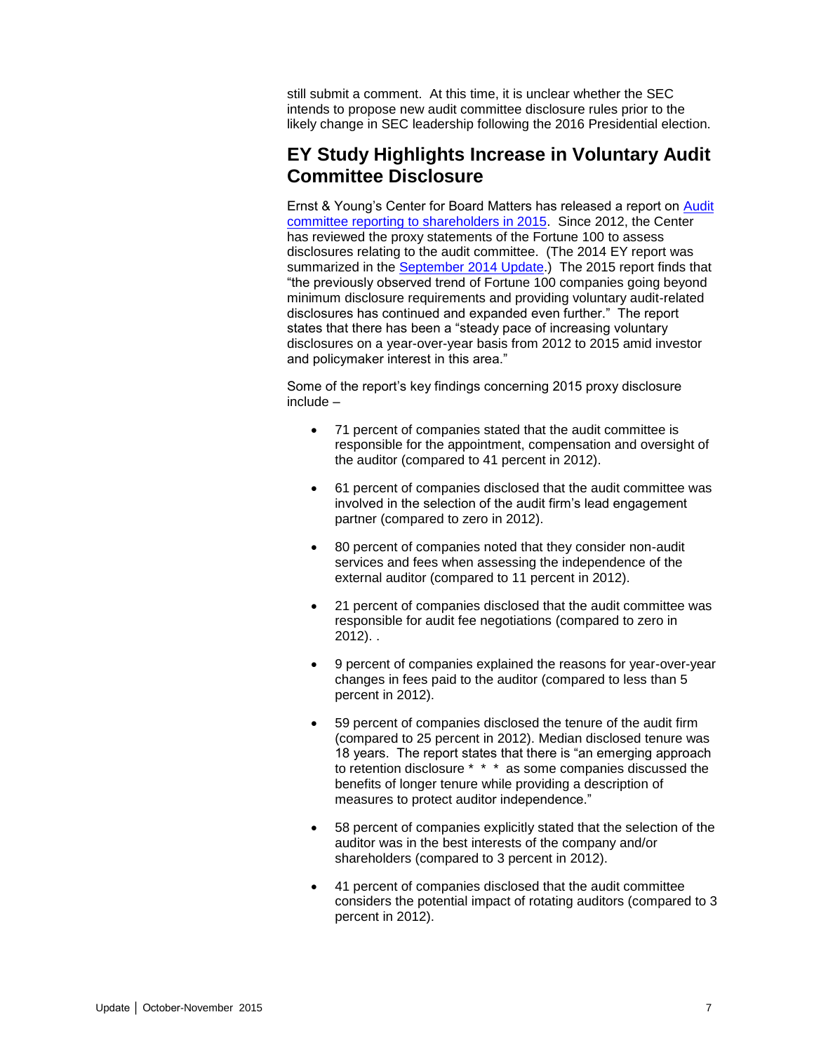still submit a comment. At this time, it is unclear whether the SEC intends to propose new audit committee disclosure rules prior to the likely change in SEC leadership following the 2016 Presidential election.

## EY Study Highlights Increase in Voluntary Audit Committee Disclosure

Ernst & Young's Center for Board Matters has released a report on Audit committee reporting to shareholders in 2015. Since 2012, the Center has reviewed the proxy statements of the Fortune 100 to assess disclosures relating to the audit committee. (The 2014 EY report was summarized in the September 2014 Update.) The 2015 report finds that "the previously observed trend of Fortune 100 companies going beyond minimum disclosure requirements and providing voluntary audit-related disclosures has continued and expanded even further." The report states that there has been a "steady pace of increasing voluntary disclosures on a year-over-year basis from 2012 to 2015 amid investor and policymaker interest in this area."

Some of the report's key findings concerning 2015 proxy disclosure include –

- 71 percent of companies stated that the audit committee is responsible for the appointment, compensation and oversight of the auditor (compared to 41 percent in 2012).
- 61 percent of companies disclosed that the audit committee was involved in the selection of the audit firm's lead engagement partner (compared to zero in 2012).
- 80 percent of companies noted that they consider non-audit services and fees when assessing the independence of the external auditor (compared to 11 percent in 2012).
- 21 percent of companies disclosed that the audit committee was responsible for audit fee negotiations (compared to zero in 2012). .
- 9 percent of companies explained the reasons for year-over-year changes in fees paid to the auditor (compared to less than 5 percent in 2012).
- 59 percent of companies disclosed the tenure of the audit firm (compared to 25 percent in 2012). Median disclosed tenure was 18 years. The report states that there is "an emerging approach to retention disclosure * * * as some companies discussed the benefits of longer tenure while providing a description of measures to protect auditor independence."
- 58 percent of companies explicitly stated that the selection of the auditor was in the best interests of the company and/or shareholders (compared to 3 percent in 2012).
- 41 percent of companies disclosed that the audit committee considers the potential impact of rotating auditors (compared to 3 percent in 2012).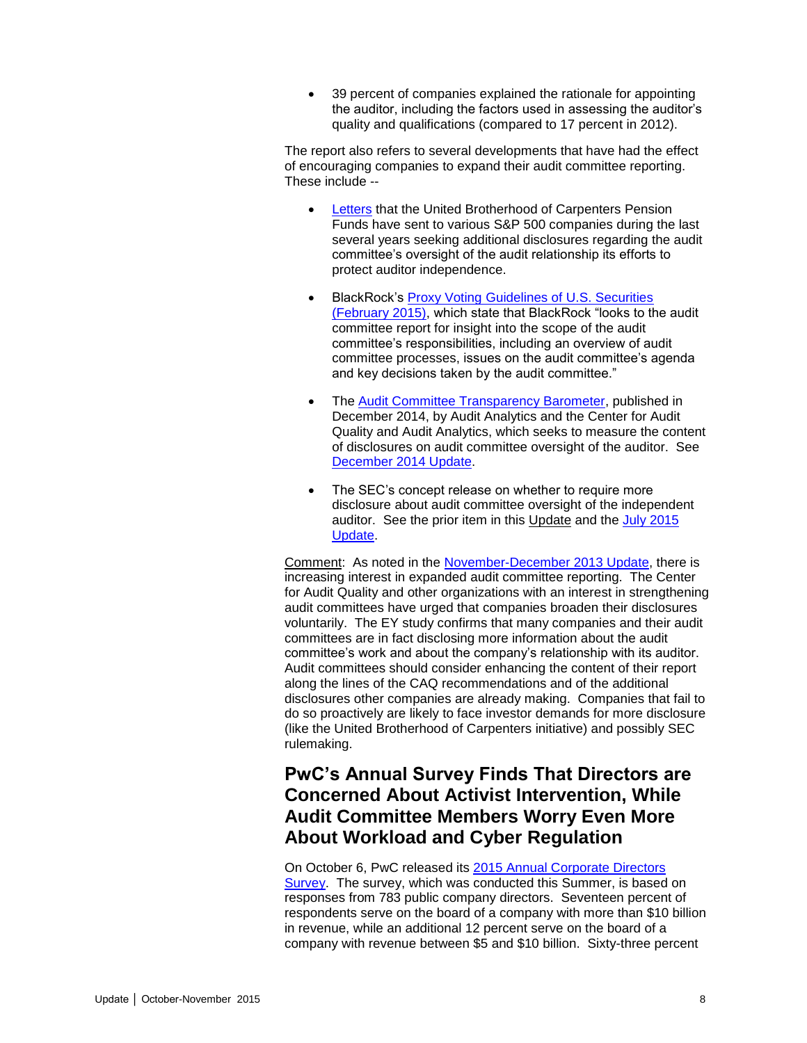- 39 percent of companies explained the rationale for appointing the auditor, including the factors used in assessing the auditor's quality and qualifications (compared to 17 percent in 2012).

The report also refers to several developments that have had the effect of encouraging companies to expand their audit committee reporting. These include --

- Letters that the United Brotherhood of Carpenters Pension Funds have sent to various S&P 500 companies during the last several years seeking additional disclosures regarding the audit committee's oversight of the audit relationship its efforts to protect auditor independence.

- BlackRock's Proxy Voting Guidelines of U.S. Securities (February 2015), which state that BlackRock "looks to the audit committee report for insight into the scope of the audit committee's responsibilities, including an overview of audit committee processes, issues on the audit committee's agenda and key decisions taken by the audit committee."

- The Audit Committee Transparency Barometer, published in December 2014, by Audit Analytics and the Center for Audit Quality and Audit Analytics, which seeks to measure the content of disclosures on audit committee oversight of the auditor. See December 2014 Update.

- The SEC's concept release on whether to require more disclosure about audit committee oversight of the independent auditor. See the prior item in this Update and the July 2015 Update.

Comment: As noted in the November-December 2013 Update, there is increasing interest in expanded audit committee reporting. The Center for Audit Quality and other organizations with an interest in strengthening audit committees have urged that companies broaden their disclosures voluntarily. The EY study confirms that many companies and their audit committees are in fact disclosing more information about the audit committee's work and about the company's relationship with its auditor. Audit committees should consider enhancing the content of their report along the lines of the CAQ recommendations and of the additional disclosures other companies are already making. Companies that fail to do so proactively are likely to face investor demands for more disclosure (like the United Brotherhood of Carpenters initiative) and possibly SEC rulemaking.

## PwC's Annual Survey Finds That Directors are Concerned About Activist Intervention, While Audit Committee Members Worry Even More About Workload and Cyber Regulation

On October 6, PwC released its 2015 Annual Corporate Directors Survey. The survey, which was conducted this Summer, is based on responses from 783 public company directors. Seventeen percent of respondents serve on the board of a company with more than $10 billion in revenue, while an additional 12 percent serve on the board of a company with revenue between $5 and $10 billion. Sixty-three percent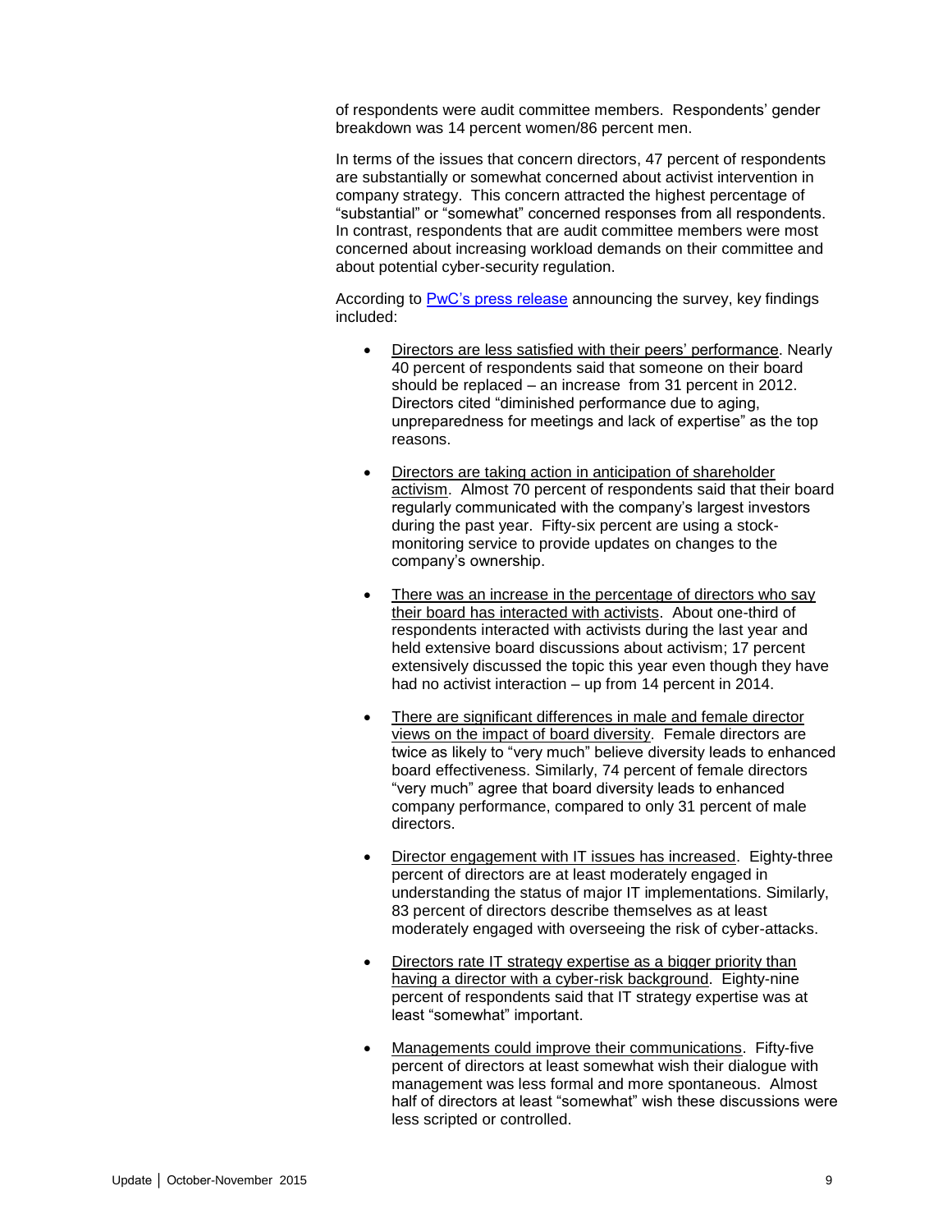of respondents were audit committee members. Respondents' gender breakdown was 14 percent women/86 percent men.

In terms of the issues that concern directors, 47 percent of respondents are substantially or somewhat concerned about activist intervention in company strategy. This concern attracted the highest percentage of "substantial" or "somewhat" concerned responses from all respondents. In contrast, respondents that are audit committee members were most concerned about increasing workload demands on their committee and about potential cyber-security regulation.

According to PwC's press release announcing the survey, key findings included:

- Directors are less satisfied with their peers' performance. Nearly 40 percent of respondents said that someone on their board should be replaced – an increase from 31 percent in 2012. Directors cited "diminished performance due to aging, unpreparedness for meetings and lack of expertise" as the top reasons.

- Directors are taking action in anticipation of shareholder activism. Almost 70 percent of respondents said that their board regularly communicated with the company's largest investors during the past year. Fifty-six percent are using a stock-monitoring service to provide updates on changes to the company's ownership.

- There was an increase in the percentage of directors who say their board has interacted with activists. About one-third of respondents interacted with activists during the last year and held extensive board discussions about activism; 17 percent extensively discussed the topic this year even though they have had no activist interaction – up from 14 percent in 2014.

- There are significant differences in male and female director views on the impact of board diversity. Female directors are twice as likely to "very much" believe diversity leads to enhanced board effectiveness. Similarly, 74 percent of female directors "very much" agree that board diversity leads to enhanced company performance, compared to only 31 percent of male directors.

- Director engagement with IT issues has increased. Eighty-three percent of directors are at least moderately engaged in understanding the status of major IT implementations. Similarly, 83 percent of directors describe themselves as at least moderately engaged with overseeing the risk of cyber-attacks.

- Directors rate IT strategy expertise as a bigger priority than having a director with a cyber-risk background. Eighty-nine percent of respondents said that IT strategy expertise was at least "somewhat" important.

- Managements could improve their communications. Fifty-five percent of directors at least somewhat wish their dialogue with management was less formal and more spontaneous. Almost half of directors at least "somewhat" wish these discussions were less scripted or controlled.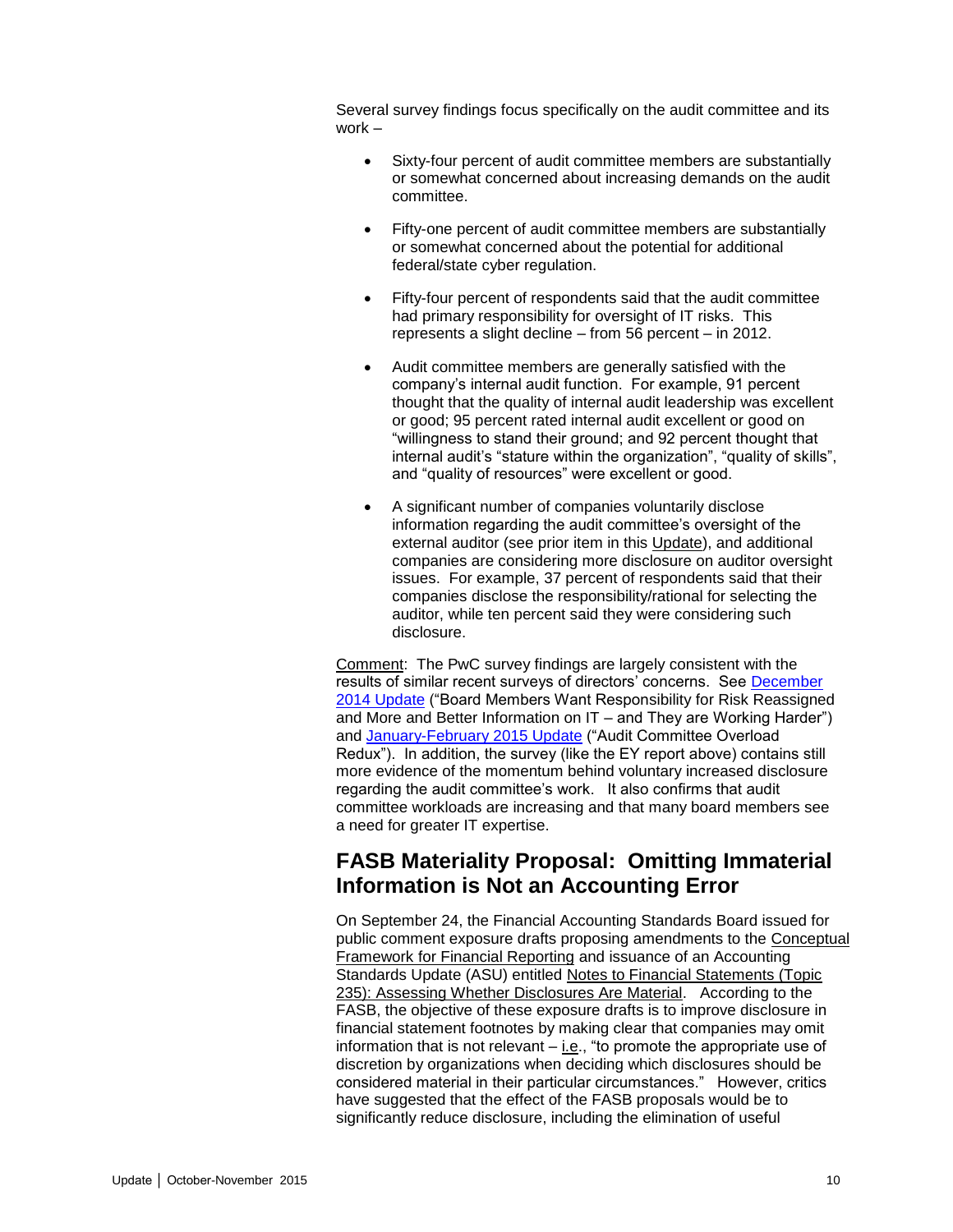Several survey findings focus specifically on the audit committee and its work –

- Sixty-four percent of audit committee members are substantially or somewhat concerned about increasing demands on the audit committee.

- Fifty-one percent of audit committee members are substantially or somewhat concerned about the potential for additional federal/state cyber regulation.

- Fifty-four percent of respondents said that the audit committee had primary responsibility for oversight of IT risks. This represents a slight decline – from 56 percent – in 2012.

- Audit committee members are generally satisfied with the company's internal audit function. For example, 91 percent thought that the quality of internal audit leadership was excellent or good; 95 percent rated internal audit excellent or good on "willingness to stand their ground; and 92 percent thought that internal audit's "stature within the organization", "quality of skills", and "quality of resources" were excellent or good.

- A significant number of companies voluntarily disclose information regarding the audit committee's oversight of the external auditor (see prior item in this Update), and additional companies are considering more disclosure on auditor oversight issues. For example, 37 percent of respondents said that their companies disclose the responsibility/rational for selecting the auditor, while ten percent said they were considering such disclosure.

Comment: The PwC survey findings are largely consistent with the results of similar recent surveys of directors' concerns. See December 2014 Update ("Board Members Want Responsibility for Risk Reassigned and More and Better Information on IT – and They are Working Harder") and January-February 2015 Update ("Audit Committee Overload Redux"). In addition, the survey (like the EY report above) contains still more evidence of the momentum behind voluntary increased disclosure regarding the audit committee's work. It also confirms that audit committee workloads are increasing and that many board members see a need for greater IT expertise.

## FASB Materiality Proposal: Omitting Immaterial Information is Not an Accounting Error

On September 24, the Financial Accounting Standards Board issued for public comment exposure drafts proposing amendments to the Conceptual Framework for Financial Reporting and issuance of an Accounting Standards Update (ASU) entitled Notes to Financial Statements (Topic 235): Assessing Whether Disclosures Are Material. According to the FASB, the objective of these exposure drafts is to improve disclosure in financial statement footnotes by making clear that companies may omit information that is not relevant – i.e., "to promote the appropriate use of discretion by organizations when deciding which disclosures should be considered material in their particular circumstances." However, critics have suggested that the effect of the FASB proposals would be to significantly reduce disclosure, including the elimination of useful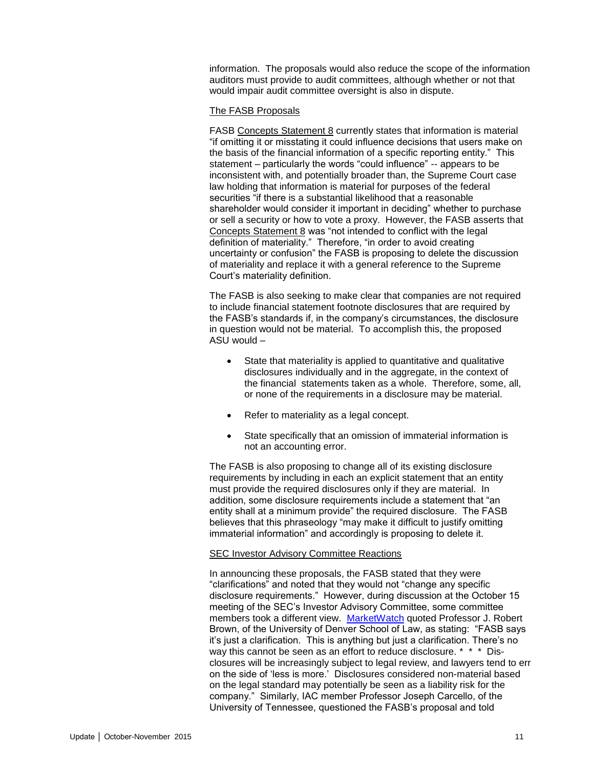information. The proposals would also reduce the scope of the information auditors must provide to audit committees, although whether or not that would impair audit committee oversight is also in dispute.

The FASB Proposals

FASB Concepts Statement 8 currently states that information is material "if omitting it or misstating it could influence decisions that users make on the basis of the financial information of a specific reporting entity." This statement – particularly the words "could influence" -- appears to be inconsistent with, and potentially broader than, the Supreme Court case law holding that information is material for purposes of the federal securities "if there is a substantial likelihood that a reasonable shareholder would consider it important in deciding" whether to purchase or sell a security or how to vote a proxy. However, the FASB asserts that Concepts Statement 8 was "not intended to conflict with the legal definition of materiality." Therefore, "in order to avoid creating uncertainty or confusion" the FASB is proposing to delete the discussion of materiality and replace it with a general reference to the Supreme Court's materiality definition.

The FASB is also seeking to make clear that companies are not required to include financial statement footnote disclosures that are required by the FASB's standards if, in the company's circumstances, the disclosure in question would not be material. To accomplish this, the proposed ASU would –

- State that materiality is applied to quantitative and qualitative disclosures individually and in the aggregate, in the context of the financial statements taken as a whole. Therefore, some, all, or none of the requirements in a disclosure may be material.
- Refer to materiality as a legal concept.
- State specifically that an omission of immaterial information is not an accounting error.

The FASB is also proposing to change all of its existing disclosure requirements by including in each an explicit statement that an entity must provide the required disclosures only if they are material. In addition, some disclosure requirements include a statement that "an entity shall at a minimum provide" the required disclosure. The FASB believes that this phraseology "may make it difficult to justify omitting immaterial information" and accordingly is proposing to delete it.

SEC Investor Advisory Committee Reactions

In announcing these proposals, the FASB stated that they were "clarifications" and noted that they would not "change any specific disclosure requirements." However, during discussion at the October 15 meeting of the SEC's Investor Advisory Committee, some committee members took a different view. MarketWatch quoted Professor J. Robert Brown, of the University of Denver School of Law, as stating: "FASB says it's just a clarification. This is anything but just a clarification. There's no way this cannot be seen as an effort to reduce disclosure. * * * Disclosures will be increasingly subject to legal review, and lawyers tend to err on the side of 'less is more.' Disclosures considered non-material based on the legal standard may potentially be seen as a liability risk for the company." Similarly, IAC member Professor Joseph Carcello, of the University of Tennessee, questioned the FASB's proposal and told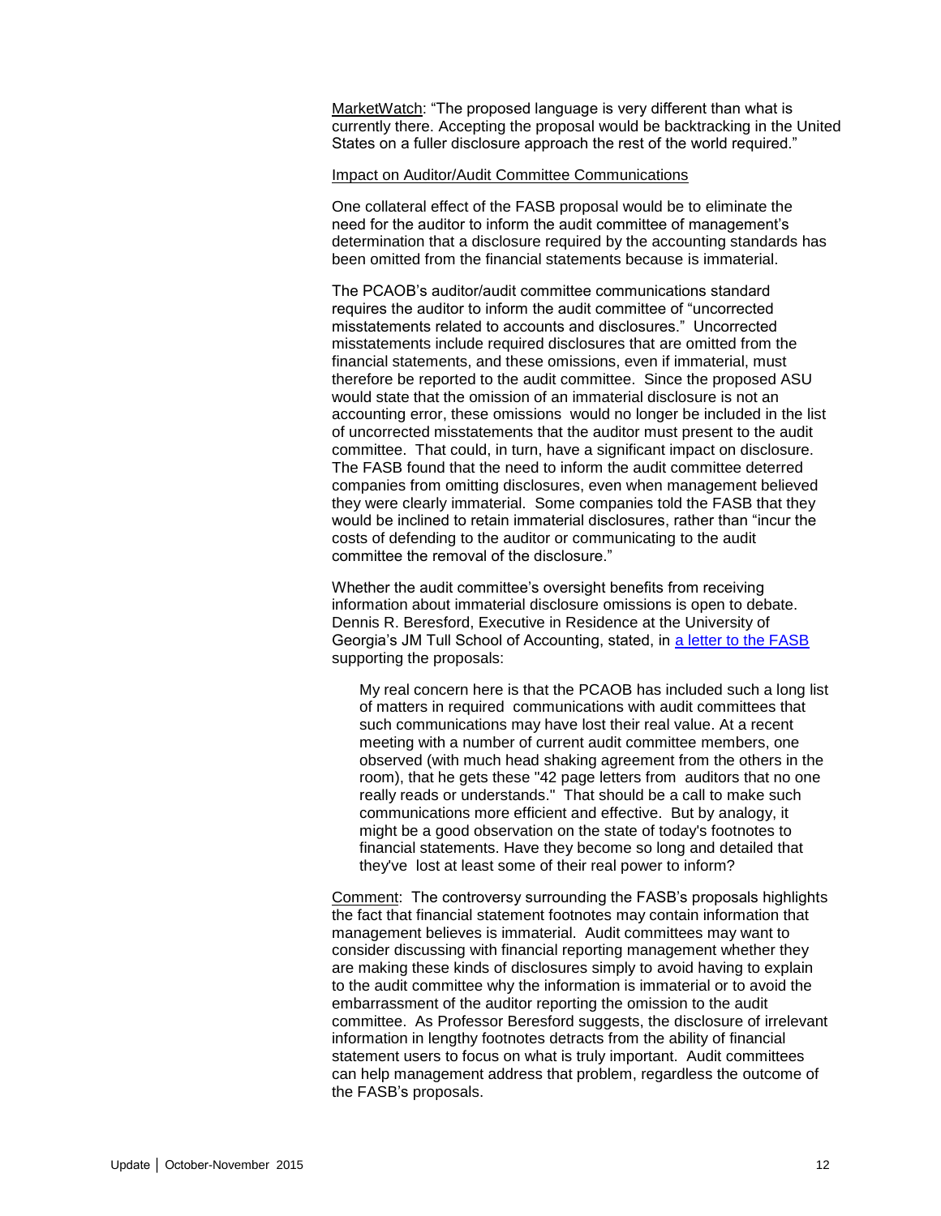MarketWatch: "The proposed language is very different than what is currently there. Accepting the proposal would be backtracking in the United States on a fuller disclosure approach the rest of the world required."

Impact on Auditor/Audit Committee Communications

One collateral effect of the FASB proposal would be to eliminate the need for the auditor to inform the audit committee of management's determination that a disclosure required by the accounting standards has been omitted from the financial statements because is immaterial.

The PCAOB's auditor/audit committee communications standard requires the auditor to inform the audit committee of "uncorrected misstatements related to accounts and disclosures." Uncorrected misstatements include required disclosures that are omitted from the financial statements, and these omissions, even if immaterial, must therefore be reported to the audit committee. Since the proposed ASU would state that the omission of an immaterial disclosure is not an accounting error, these omissions would no longer be included in the list of uncorrected misstatements that the auditor must present to the audit committee. That could, in turn, have a significant impact on disclosure. The FASB found that the need to inform the audit committee deterred companies from omitting disclosures, even when management believed they were clearly immaterial. Some companies told the FASB that they would be inclined to retain immaterial disclosures, rather than "incur the costs of defending to the auditor or communicating to the audit committee the removal of the disclosure."

Whether the audit committee's oversight benefits from receiving information about immaterial disclosure omissions is open to debate. Dennis R. Beresford, Executive in Residence at the University of Georgia's JM Tull School of Accounting, stated, in a letter to the FASB supporting the proposals:

> My real concern here is that the PCAOB has included such a long list of matters in required communications with audit committees that such communications may have lost their real value. At a recent meeting with a number of current audit committee members, one observed (with much head shaking agreement from the others in the room), that he gets these "42 page letters from auditors that no one really reads or understands." That should be a call to make such communications more efficient and effective. But by analogy, it might be a good observation on the state of today's footnotes to financial statements. Have they become so long and detailed that they've lost at least some of their real power to inform?

Comment: The controversy surrounding the FASB's proposals highlights the fact that financial statement footnotes may contain information that management believes is immaterial. Audit committees may want to consider discussing with financial reporting management whether they are making these kinds of disclosures simply to avoid having to explain to the audit committee why the information is immaterial or to avoid the embarrassment of the auditor reporting the omission to the audit committee. As Professor Beresford suggests, the disclosure of irrelevant information in lengthy footnotes detracts from the ability of financial statement users to focus on what is truly important. Audit committees can help management address that problem, regardless the outcome of the FASB's proposals.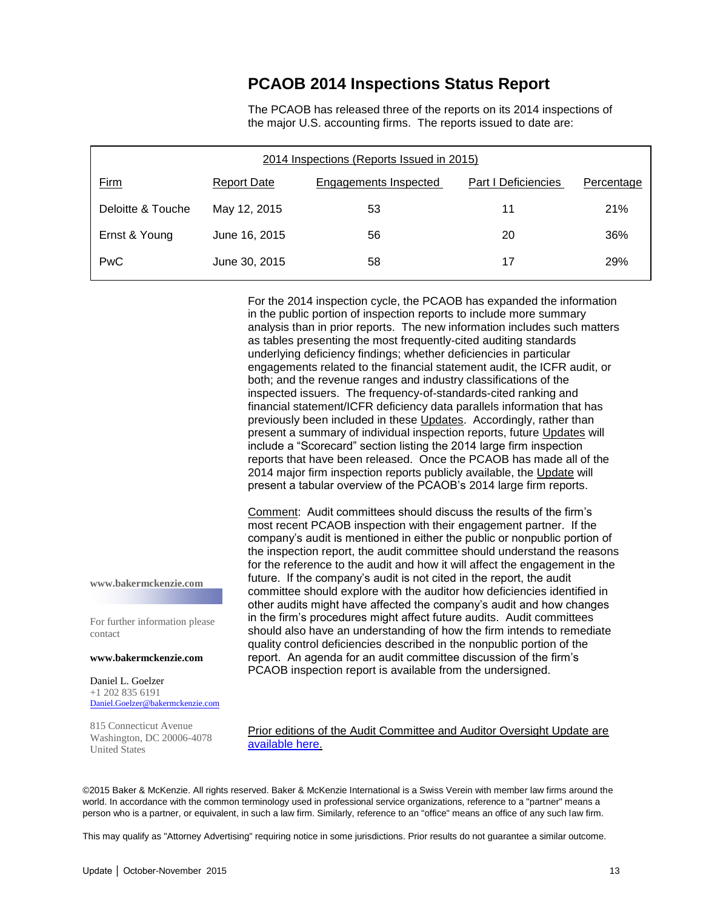## PCAOB 2014 Inspections Status Report

The PCAOB has released three of the reports on its 2014 inspections of the major U.S. accounting firms. The reports issued to date are:

| 2014 Inspections (Reports Issued in 2015) | | | | |
|---|---|---|---|---|
| Firm | Report Date | Engagements Inspected | Part I Deficiencies | Percentage |
| Deloitte & Touche | May 12, 2015 | 53 | 11 | 21% |
| Ernst & Young | June 16, 2015 | 56 | 20 | 36% |
| PwC | June 30, 2015 | 58 | 17 | 29% |

For the 2014 inspection cycle, the PCAOB has expanded the information in the public portion of inspection reports to include more summary analysis than in prior reports. The new information includes such matters as tables presenting the most frequently-cited auditing standards underlying deficiency findings; whether deficiencies in particular engagements related to the financial statement audit, the ICFR audit, or both; and the revenue ranges and industry classifications of the inspected issuers. The frequency-of-standards-cited ranking and financial statement/ICFR deficiency data parallels information that has previously been included in these Updates. Accordingly, rather than present a summary of individual inspection reports, future Updates will include a "Scorecard" section listing the 2014 large firm inspection reports that have been released. Once the PCAOB has made all of the 2014 major firm inspection reports publicly available, the Update will present a tabular overview of the PCAOB's 2014 large firm reports.

Comment: Audit committees should discuss the results of the firm's most recent PCAOB inspection with their engagement partner. If the company's audit is mentioned in either the public or nonpublic portion of the inspection report, the audit committee should understand the reasons for the reference to the audit and how it will affect the engagement in the future. If the company's audit is not cited in the report, the audit committee should explore with the auditor how deficiencies identified in other audits might have affected the company's audit and how changes in the firm's procedures might affect future audits. Audit committees should also have an understanding of how the firm intends to remediate quality control deficiencies described in the nonpublic portion of the report. An agenda for an audit committee discussion of the firm's PCAOB inspection report is available from the undersigned.

Prior editions of the Audit Committee and Auditor Oversight Update are available here.

**www.bakermckenzie.com**

For further information please contact

**www.bakermckenzie.com**

Daniel L. Goelzer
+1 202 835 6191
Daniel.Goelzer@bakermckenzie.com

815 Connecticut Avenue
Washington, DC 20006-4078
United States

©2015 Baker & McKenzie. All rights reserved. Baker & McKenzie International is a Swiss Verein with member law firms around the world. In accordance with the common terminology used in professional service organizations, reference to a "partner" means a person who is a partner, or equivalent, in such a law firm. Similarly, reference to an "office" means an office of any such law firm.

This may qualify as "Attorney Advertising" requiring notice in some jurisdictions. Prior results do not guarantee a similar outcome.